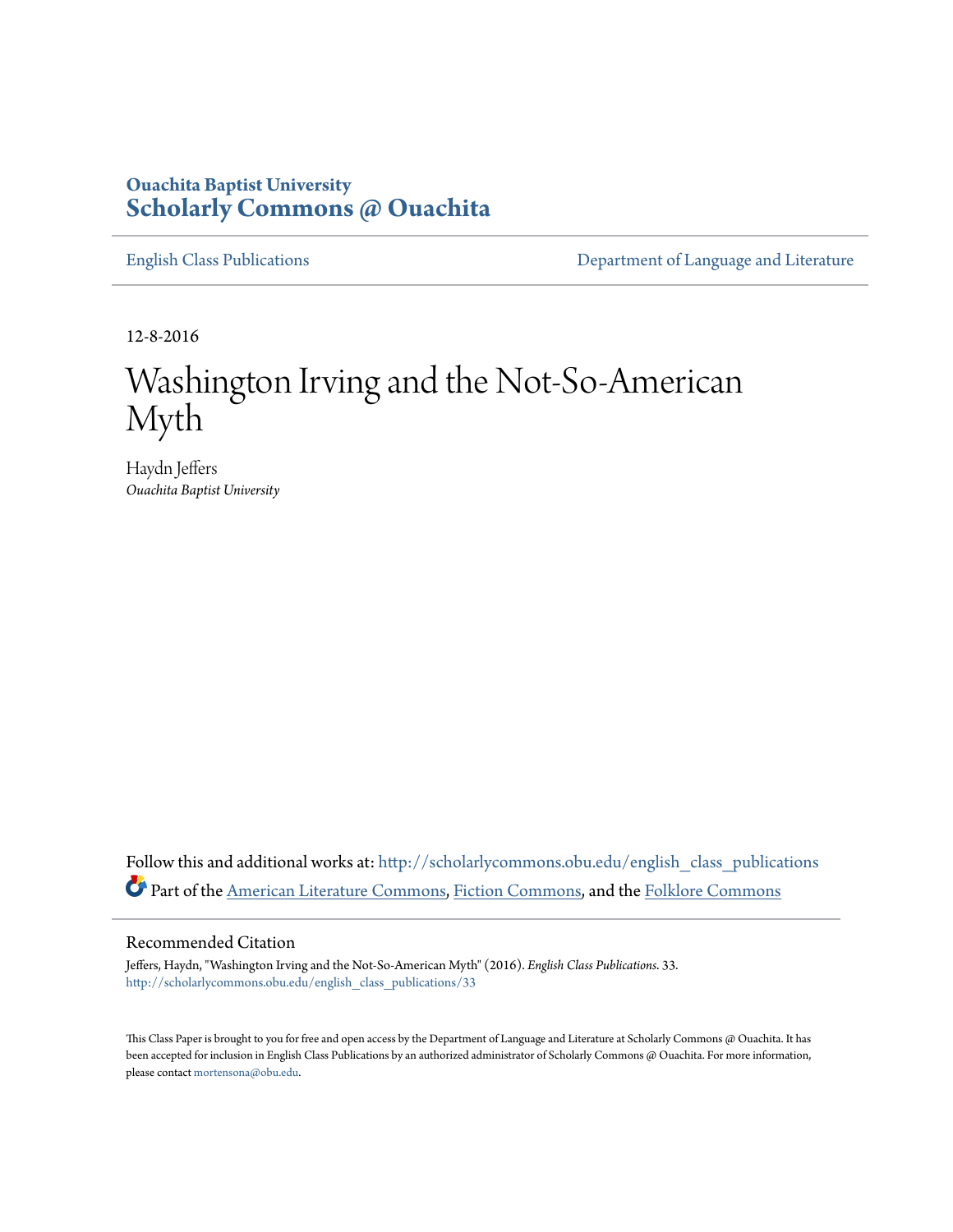Ouachita Baptist University

**Scholarly Commons @ Ouachita**

English Class Publications | Department of Language and Literature

12-8-2016

# Washington Irving and the Not-So-American Myth

Haydn Jeffers
*Ouachita Baptist University*

Follow this and additional works at: http://scholarlycommons.obu.edu/english_class_publications

Part of the American Literature Commons, Fiction Commons, and the Folklore Commons

## Recommended Citation

Jeffers, Haydn, "Washington Irving and the Not-So-American Myth" (2016). *English Class Publications*. 33.
http://scholarlycommons.obu.edu/english_class_publications/33

This Class Paper is brought to you for free and open access by the Department of Language and Literature at Scholarly Commons @ Ouachita. It has been accepted for inclusion in English Class Publications by an authorized administrator of Scholarly Commons @ Ouachita. For more information, please contact mortensona@obu.edu.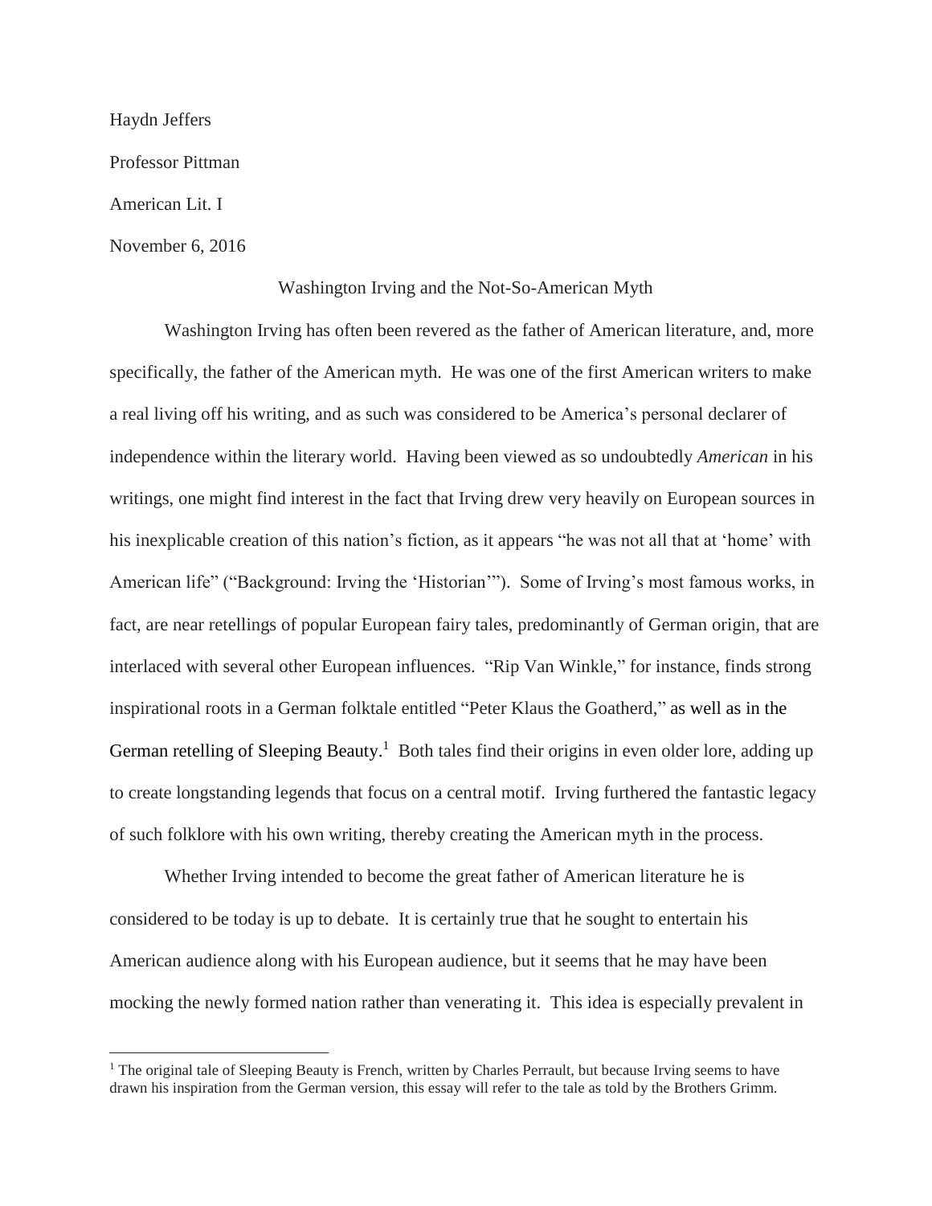Haydn Jeffers

Professor Pittman

American Lit. I

November 6, 2016

Washington Irving and the Not-So-American Myth

Washington Irving has often been revered as the father of American literature, and, more specifically, the father of the American myth. He was one of the first American writers to make a real living off his writing, and as such was considered to be America's personal declarer of independence within the literary world. Having been viewed as so undoubtedly *American* in his writings, one might find interest in the fact that Irving drew very heavily on European sources in his inexplicable creation of this nation's fiction, as it appears "he was not all that at 'home' with American life" ("Background: Irving the 'Historian'"). Some of Irving's most famous works, in fact, are near retellings of popular European fairy tales, predominantly of German origin, that are interlaced with several other European influences. "Rip Van Winkle," for instance, finds strong inspirational roots in a German folktale entitled "Peter Klaus the Goatherd," as well as in the German retelling of Sleeping Beauty.[1] Both tales find their origins in even older lore, adding up to create longstanding legends that focus on a central motif. Irving furthered the fantastic legacy of such folklore with his own writing, thereby creating the American myth in the process.

Whether Irving intended to become the great father of American literature he is considered to be today is up to debate. It is certainly true that he sought to entertain his American audience along with his European audience, but it seems that he may have been mocking the newly formed nation rather than venerating it. This idea is especially prevalent in

[1] The original tale of Sleeping Beauty is French, written by Charles Perrault, but because Irving seems to have drawn his inspiration from the German version, this essay will refer to the tale as told by the Brothers Grimm.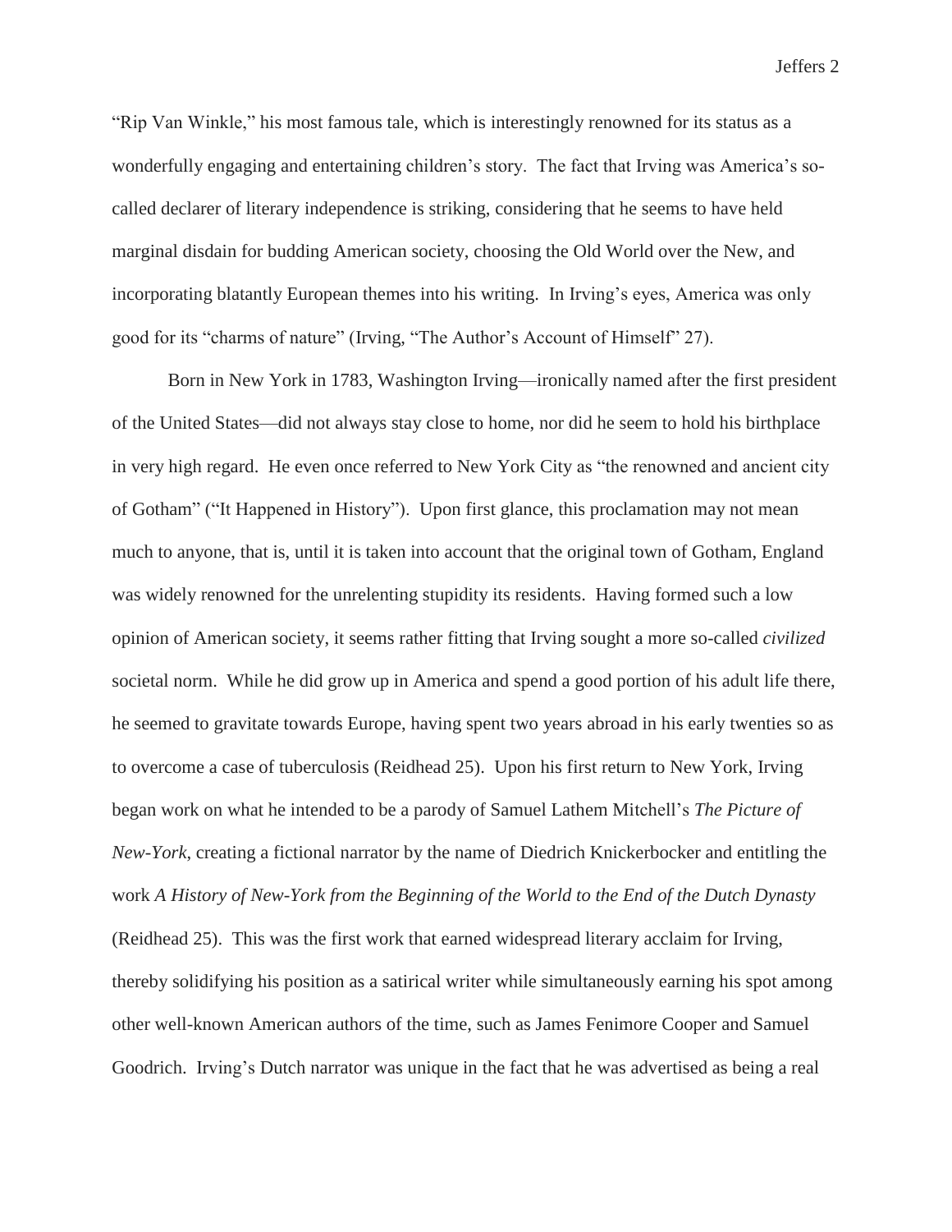"Rip Van Winkle," his most famous tale, which is interestingly renowned for its status as a wonderfully engaging and entertaining children's story. The fact that Irving was America's so-called declarer of literary independence is striking, considering that he seems to have held marginal disdain for budding American society, choosing the Old World over the New, and incorporating blatantly European themes into his writing. In Irving's eyes, America was only good for its "charms of nature" (Irving, "The Author's Account of Himself" 27).

Born in New York in 1783, Washington Irving—ironically named after the first president of the United States—did not always stay close to home, nor did he seem to hold his birthplace in very high regard. He even once referred to New York City as "the renowned and ancient city of Gotham" ("It Happened in History"). Upon first glance, this proclamation may not mean much to anyone, that is, until it is taken into account that the original town of Gotham, England was widely renowned for the unrelenting stupidity its residents. Having formed such a low opinion of American society, it seems rather fitting that Irving sought a more so-called *civilized* societal norm. While he did grow up in America and spend a good portion of his adult life there, he seemed to gravitate towards Europe, having spent two years abroad in his early twenties so as to overcome a case of tuberculosis (Reidhead 25). Upon his first return to New York, Irving began work on what he intended to be a parody of Samuel Lathem Mitchell's *The Picture of New-York*, creating a fictional narrator by the name of Diedrich Knickerbocker and entitling the work *A History of New-York from the Beginning of the World to the End of the Dutch Dynasty* (Reidhead 25). This was the first work that earned widespread literary acclaim for Irving, thereby solidifying his position as a satirical writer while simultaneously earning his spot among other well-known American authors of the time, such as James Fenimore Cooper and Samuel Goodrich. Irving's Dutch narrator was unique in the fact that he was advertised as being a real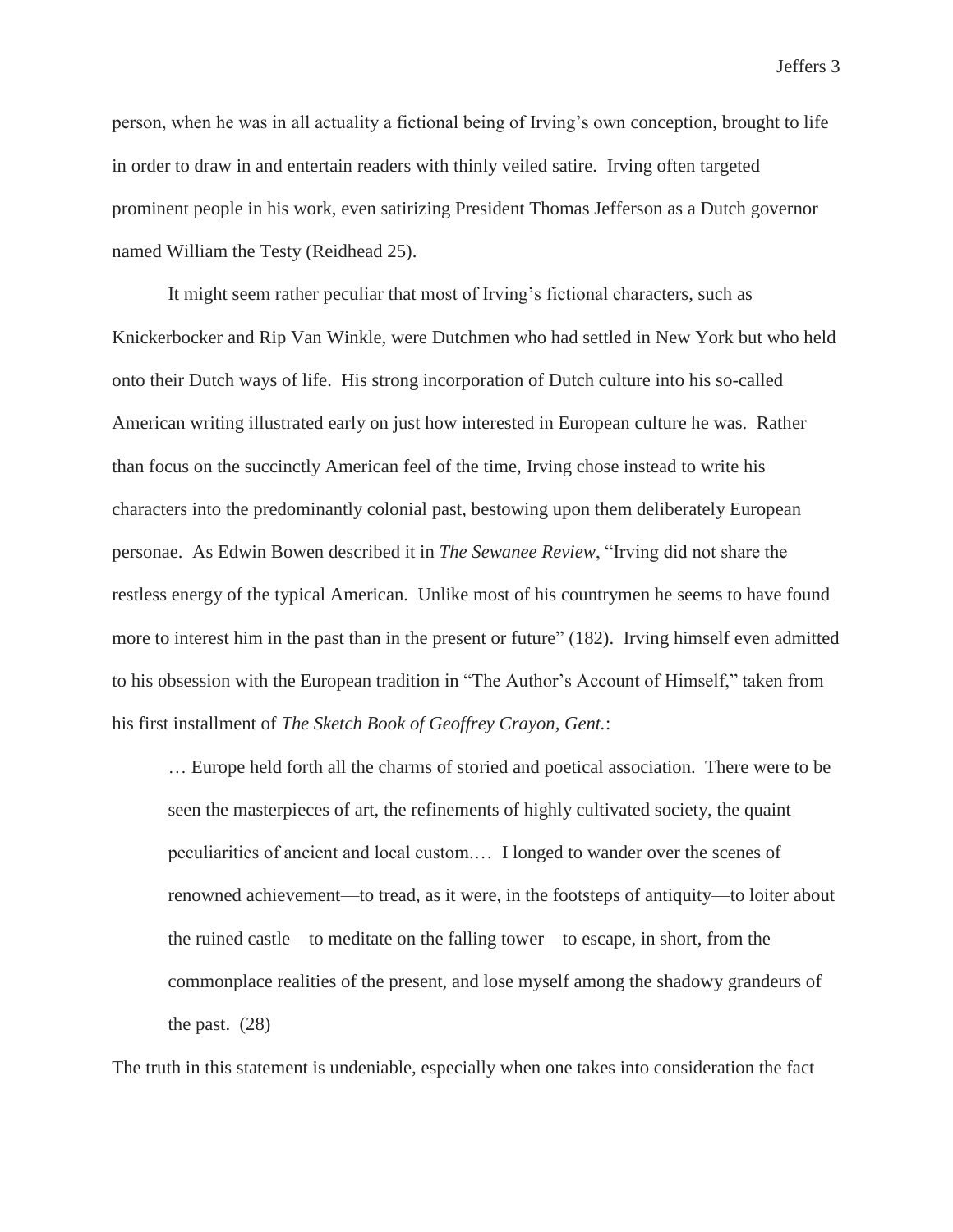person, when he was in all actuality a fictional being of Irving's own conception, brought to life in order to draw in and entertain readers with thinly veiled satire. Irving often targeted prominent people in his work, even satirizing President Thomas Jefferson as a Dutch governor named William the Testy (Reidhead 25).

It might seem rather peculiar that most of Irving's fictional characters, such as Knickerbocker and Rip Van Winkle, were Dutchmen who had settled in New York but who held onto their Dutch ways of life. His strong incorporation of Dutch culture into his so-called American writing illustrated early on just how interested in European culture he was. Rather than focus on the succinctly American feel of the time, Irving chose instead to write his characters into the predominantly colonial past, bestowing upon them deliberately European personae. As Edwin Bowen described it in *The Sewanee Review*, "Irving did not share the restless energy of the typical American. Unlike most of his countrymen he seems to have found more to interest him in the past than in the present or future" (182). Irving himself even admitted to his obsession with the European tradition in "The Author's Account of Himself," taken from his first installment of *The Sketch Book of Geoffrey Crayon, Gent.*:

> … Europe held forth all the charms of storied and poetical association. There were to be seen the masterpieces of art, the refinements of highly cultivated society, the quaint peculiarities of ancient and local custom.… I longed to wander over the scenes of renowned achievement—to tread, as it were, in the footsteps of antiquity—to loiter about the ruined castle—to meditate on the falling tower—to escape, in short, from the commonplace realities of the present, and lose myself among the shadowy grandeurs of the past. (28)

The truth in this statement is undeniable, especially when one takes into consideration the fact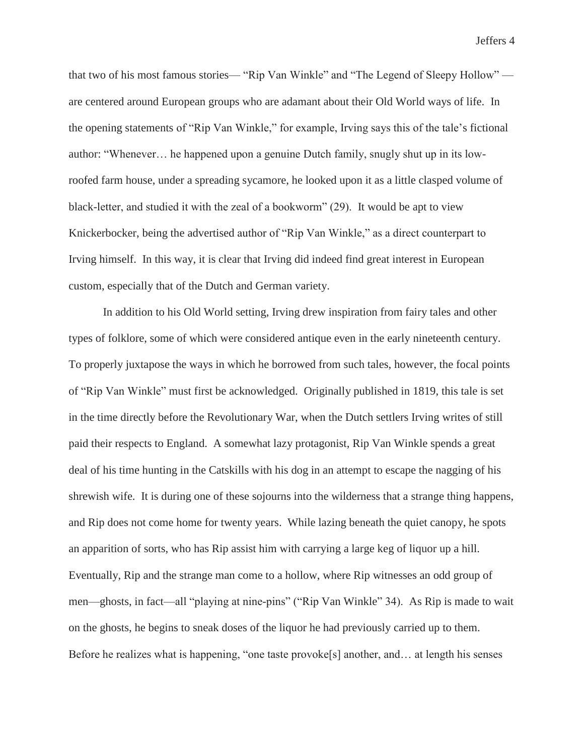that two of his most famous stories— "Rip Van Winkle" and "The Legend of Sleepy Hollow" — are centered around European groups who are adamant about their Old World ways of life. In the opening statements of "Rip Van Winkle," for example, Irving says this of the tale's fictional author: "Whenever… he happened upon a genuine Dutch family, snugly shut up in its low-roofed farm house, under a spreading sycamore, he looked upon it as a little clasped volume of black-letter, and studied it with the zeal of a bookworm" (29). It would be apt to view Knickerbocker, being the advertised author of "Rip Van Winkle," as a direct counterpart to Irving himself. In this way, it is clear that Irving did indeed find great interest in European custom, especially that of the Dutch and German variety.

In addition to his Old World setting, Irving drew inspiration from fairy tales and other types of folklore, some of which were considered antique even in the early nineteenth century. To properly juxtapose the ways in which he borrowed from such tales, however, the focal points of "Rip Van Winkle" must first be acknowledged. Originally published in 1819, this tale is set in the time directly before the Revolutionary War, when the Dutch settlers Irving writes of still paid their respects to England. A somewhat lazy protagonist, Rip Van Winkle spends a great deal of his time hunting in the Catskills with his dog in an attempt to escape the nagging of his shrewish wife. It is during one of these sojourns into the wilderness that a strange thing happens, and Rip does not come home for twenty years. While lazing beneath the quiet canopy, he spots an apparition of sorts, who has Rip assist him with carrying a large keg of liquor up a hill. Eventually, Rip and the strange man come to a hollow, where Rip witnesses an odd group of men—ghosts, in fact—all "playing at nine-pins" ("Rip Van Winkle" 34). As Rip is made to wait on the ghosts, he begins to sneak doses of the liquor he had previously carried up to them. Before he realizes what is happening, "one taste provoke[s] another, and… at length his senses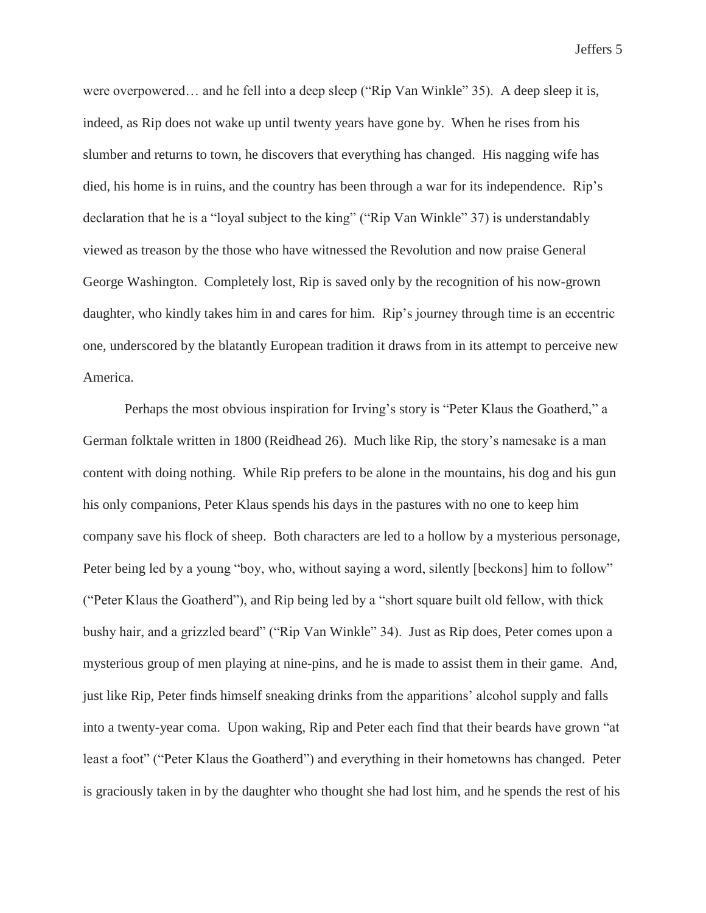were overpowered… and he fell into a deep sleep ("Rip Van Winkle" 35). A deep sleep it is, indeed, as Rip does not wake up until twenty years have gone by. When he rises from his slumber and returns to town, he discovers that everything has changed. His nagging wife has died, his home is in ruins, and the country has been through a war for its independence. Rip's declaration that he is a "loyal subject to the king" ("Rip Van Winkle" 37) is understandably viewed as treason by the those who have witnessed the Revolution and now praise General George Washington. Completely lost, Rip is saved only by the recognition of his now-grown daughter, who kindly takes him in and cares for him. Rip's journey through time is an eccentric one, underscored by the blatantly European tradition it draws from in its attempt to perceive new America.

Perhaps the most obvious inspiration for Irving's story is "Peter Klaus the Goatherd," a German folktale written in 1800 (Reidhead 26). Much like Rip, the story's namesake is a man content with doing nothing. While Rip prefers to be alone in the mountains, his dog and his gun his only companions, Peter Klaus spends his days in the pastures with no one to keep him company save his flock of sheep. Both characters are led to a hollow by a mysterious personage, Peter being led by a young "boy, who, without saying a word, silently [beckons] him to follow" ("Peter Klaus the Goatherd"), and Rip being led by a "short square built old fellow, with thick bushy hair, and a grizzled beard" ("Rip Van Winkle" 34). Just as Rip does, Peter comes upon a mysterious group of men playing at nine-pins, and he is made to assist them in their game. And, just like Rip, Peter finds himself sneaking drinks from the apparitions' alcohol supply and falls into a twenty-year coma. Upon waking, Rip and Peter each find that their beards have grown "at least a foot" ("Peter Klaus the Goatherd") and everything in their hometowns has changed. Peter is graciously taken in by the daughter who thought she had lost him, and he spends the rest of his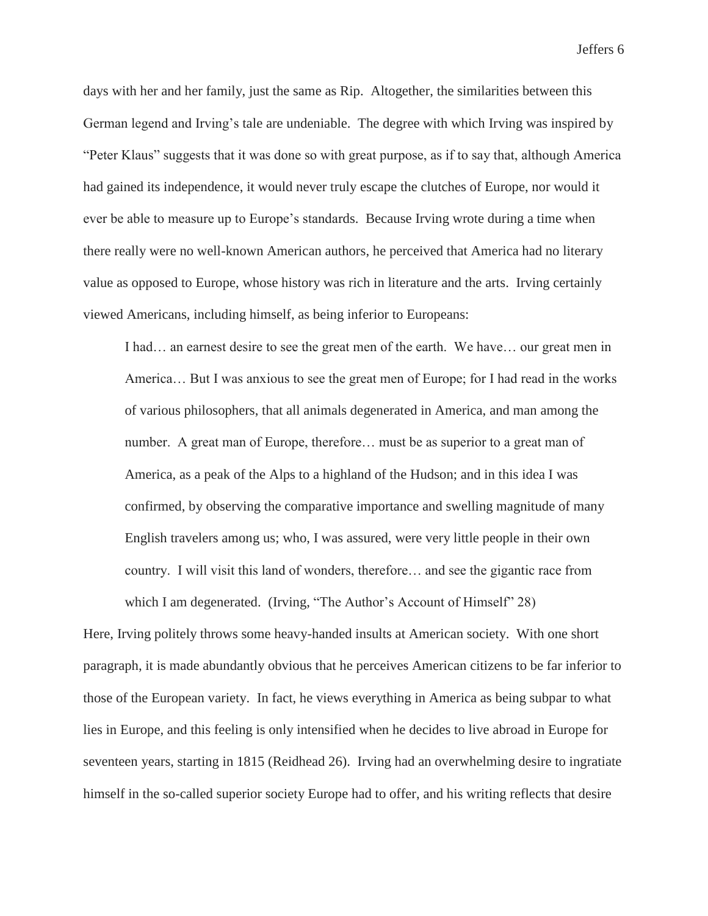days with her and her family, just the same as Rip. Altogether, the similarities between this German legend and Irving's tale are undeniable. The degree with which Irving was inspired by "Peter Klaus" suggests that it was done so with great purpose, as if to say that, although America had gained its independence, it would never truly escape the clutches of Europe, nor would it ever be able to measure up to Europe's standards. Because Irving wrote during a time when there really were no well-known American authors, he perceived that America had no literary value as opposed to Europe, whose history was rich in literature and the arts. Irving certainly viewed Americans, including himself, as being inferior to Europeans:

> I had… an earnest desire to see the great men of the earth. We have… our great men in America… But I was anxious to see the great men of Europe; for I had read in the works of various philosophers, that all animals degenerated in America, and man among the number. A great man of Europe, therefore… must be as superior to a great man of America, as a peak of the Alps to a highland of the Hudson; and in this idea I was confirmed, by observing the comparative importance and swelling magnitude of many English travelers among us; who, I was assured, were very little people in their own country. I will visit this land of wonders, therefore… and see the gigantic race from which I am degenerated. (Irving, "The Author's Account of Himself" 28)

Here, Irving politely throws some heavy-handed insults at American society. With one short paragraph, it is made abundantly obvious that he perceives American citizens to be far inferior to those of the European variety. In fact, he views everything in America as being subpar to what lies in Europe, and this feeling is only intensified when he decides to live abroad in Europe for seventeen years, starting in 1815 (Reidhead 26). Irving had an overwhelming desire to ingratiate himself in the so-called superior society Europe had to offer, and his writing reflects that desire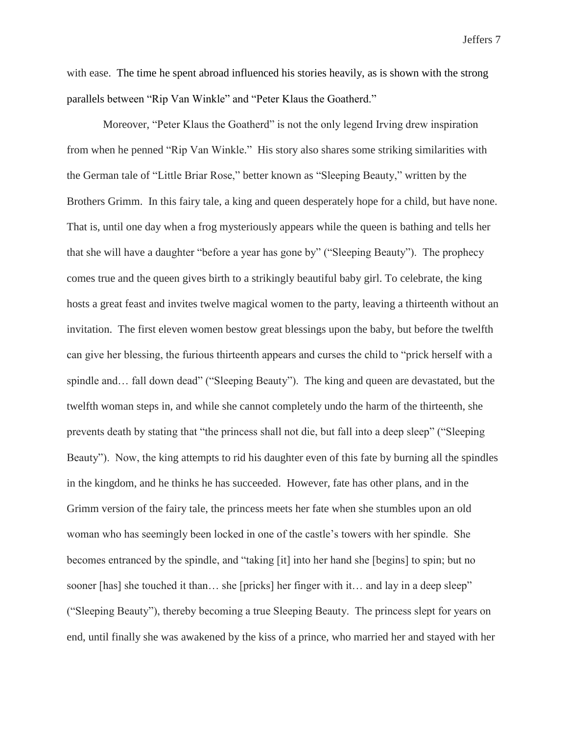with ease. The time he spent abroad influenced his stories heavily, as is shown with the strong parallels between "Rip Van Winkle" and "Peter Klaus the Goatherd."

Moreover, "Peter Klaus the Goatherd" is not the only legend Irving drew inspiration from when he penned "Rip Van Winkle." His story also shares some striking similarities with the German tale of "Little Briar Rose," better known as "Sleeping Beauty," written by the Brothers Grimm. In this fairy tale, a king and queen desperately hope for a child, but have none. That is, until one day when a frog mysteriously appears while the queen is bathing and tells her that she will have a daughter "before a year has gone by" ("Sleeping Beauty"). The prophecy comes true and the queen gives birth to a strikingly beautiful baby girl. To celebrate, the king hosts a great feast and invites twelve magical women to the party, leaving a thirteenth without an invitation. The first eleven women bestow great blessings upon the baby, but before the twelfth can give her blessing, the furious thirteenth appears and curses the child to "prick herself with a spindle and… fall down dead" ("Sleeping Beauty"). The king and queen are devastated, but the twelfth woman steps in, and while she cannot completely undo the harm of the thirteenth, she prevents death by stating that "the princess shall not die, but fall into a deep sleep" ("Sleeping Beauty"). Now, the king attempts to rid his daughter even of this fate by burning all the spindles in the kingdom, and he thinks he has succeeded. However, fate has other plans, and in the Grimm version of the fairy tale, the princess meets her fate when she stumbles upon an old woman who has seemingly been locked in one of the castle's towers with her spindle. She becomes entranced by the spindle, and "taking [it] into her hand she [begins] to spin; but no sooner [has] she touched it than… she [pricks] her finger with it… and lay in a deep sleep" ("Sleeping Beauty"), thereby becoming a true Sleeping Beauty. The princess slept for years on end, until finally she was awakened by the kiss of a prince, who married her and stayed with her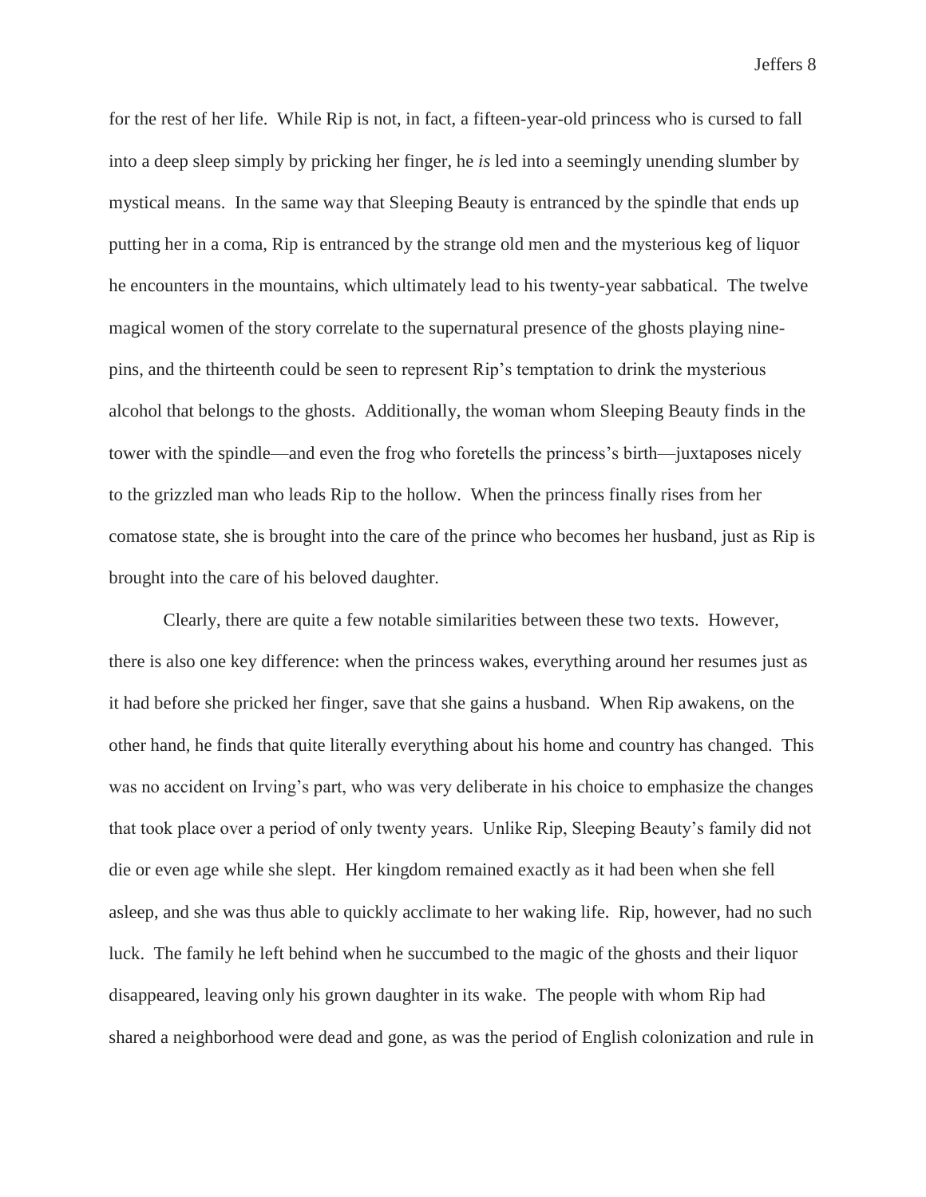for the rest of her life. While Rip is not, in fact, a fifteen-year-old princess who is cursed to fall into a deep sleep simply by pricking her finger, he *is* led into a seemingly unending slumber by mystical means. In the same way that Sleeping Beauty is entranced by the spindle that ends up putting her in a coma, Rip is entranced by the strange old men and the mysterious keg of liquor he encounters in the mountains, which ultimately lead to his twenty-year sabbatical. The twelve magical women of the story correlate to the supernatural presence of the ghosts playing nine-pins, and the thirteenth could be seen to represent Rip's temptation to drink the mysterious alcohol that belongs to the ghosts. Additionally, the woman whom Sleeping Beauty finds in the tower with the spindle—and even the frog who foretells the princess's birth—juxtaposes nicely to the grizzled man who leads Rip to the hollow. When the princess finally rises from her comatose state, she is brought into the care of the prince who becomes her husband, just as Rip is brought into the care of his beloved daughter.

Clearly, there are quite a few notable similarities between these two texts. However, there is also one key difference: when the princess wakes, everything around her resumes just as it had before she pricked her finger, save that she gains a husband. When Rip awakens, on the other hand, he finds that quite literally everything about his home and country has changed. This was no accident on Irving's part, who was very deliberate in his choice to emphasize the changes that took place over a period of only twenty years. Unlike Rip, Sleeping Beauty's family did not die or even age while she slept. Her kingdom remained exactly as it had been when she fell asleep, and she was thus able to quickly acclimate to her waking life. Rip, however, had no such luck. The family he left behind when he succumbed to the magic of the ghosts and their liquor disappeared, leaving only his grown daughter in its wake. The people with whom Rip had shared a neighborhood were dead and gone, as was the period of English colonization and rule in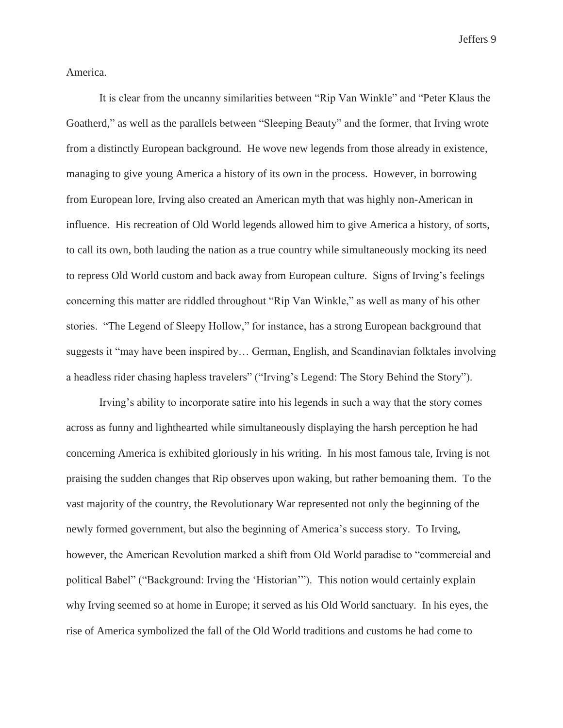America.

It is clear from the uncanny similarities between "Rip Van Winkle" and "Peter Klaus the Goatherd," as well as the parallels between "Sleeping Beauty" and the former, that Irving wrote from a distinctly European background. He wove new legends from those already in existence, managing to give young America a history of its own in the process. However, in borrowing from European lore, Irving also created an American myth that was highly non-American in influence. His recreation of Old World legends allowed him to give America a history, of sorts, to call its own, both lauding the nation as a true country while simultaneously mocking its need to repress Old World custom and back away from European culture. Signs of Irving's feelings concerning this matter are riddled throughout "Rip Van Winkle," as well as many of his other stories. "The Legend of Sleepy Hollow," for instance, has a strong European background that suggests it "may have been inspired by… German, English, and Scandinavian folktales involving a headless rider chasing hapless travelers" ("Irving's Legend: The Story Behind the Story").

Irving's ability to incorporate satire into his legends in such a way that the story comes across as funny and lighthearted while simultaneously displaying the harsh perception he had concerning America is exhibited gloriously in his writing. In his most famous tale, Irving is not praising the sudden changes that Rip observes upon waking, but rather bemoaning them. To the vast majority of the country, the Revolutionary War represented not only the beginning of the newly formed government, but also the beginning of America's success story. To Irving, however, the American Revolution marked a shift from Old World paradise to "commercial and political Babel" ("Background: Irving the 'Historian'"). This notion would certainly explain why Irving seemed so at home in Europe; it served as his Old World sanctuary. In his eyes, the rise of America symbolized the fall of the Old World traditions and customs he had come to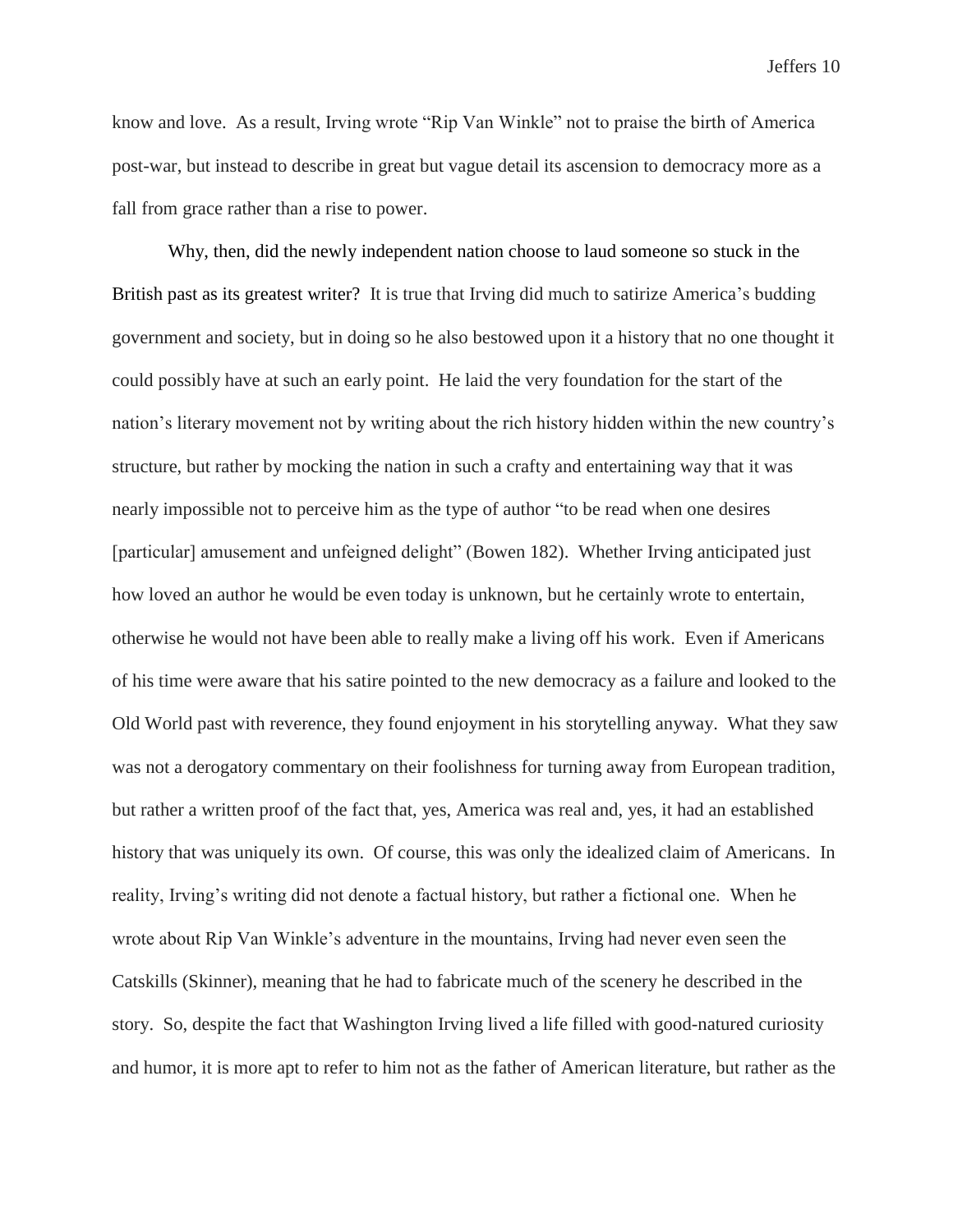know and love. As a result, Irving wrote "Rip Van Winkle" not to praise the birth of America post-war, but instead to describe in great but vague detail its ascension to democracy more as a fall from grace rather than a rise to power.

Why, then, did the newly independent nation choose to laud someone so stuck in the British past as its greatest writer? It is true that Irving did much to satirize America's budding government and society, but in doing so he also bestowed upon it a history that no one thought it could possibly have at such an early point. He laid the very foundation for the start of the nation's literary movement not by writing about the rich history hidden within the new country's structure, but rather by mocking the nation in such a crafty and entertaining way that it was nearly impossible not to perceive him as the type of author "to be read when one desires [particular] amusement and unfeigned delight" (Bowen 182). Whether Irving anticipated just how loved an author he would be even today is unknown, but he certainly wrote to entertain, otherwise he would not have been able to really make a living off his work. Even if Americans of his time were aware that his satire pointed to the new democracy as a failure and looked to the Old World past with reverence, they found enjoyment in his storytelling anyway. What they saw was not a derogatory commentary on their foolishness for turning away from European tradition, but rather a written proof of the fact that, yes, America was real and, yes, it had an established history that was uniquely its own. Of course, this was only the idealized claim of Americans. In reality, Irving's writing did not denote a factual history, but rather a fictional one. When he wrote about Rip Van Winkle's adventure in the mountains, Irving had never even seen the Catskills (Skinner), meaning that he had to fabricate much of the scenery he described in the story. So, despite the fact that Washington Irving lived a life filled with good-natured curiosity and humor, it is more apt to refer to him not as the father of American literature, but rather as the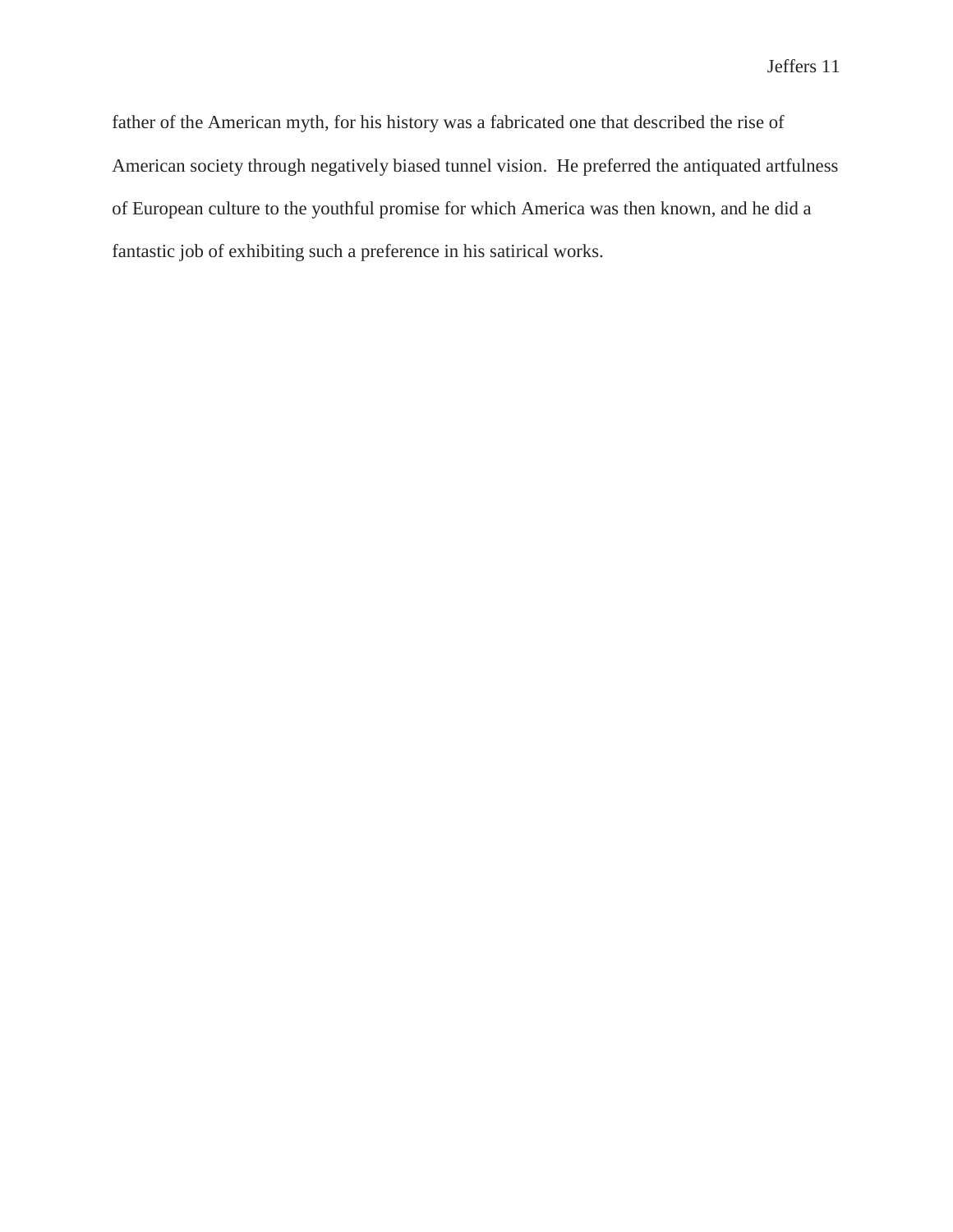father of the American myth, for his history was a fabricated one that described the rise of American society through negatively biased tunnel vision.  He preferred the antiquated artfulness of European culture to the youthful promise for which America was then known, and he did a fantastic job of exhibiting such a preference in his satirical works.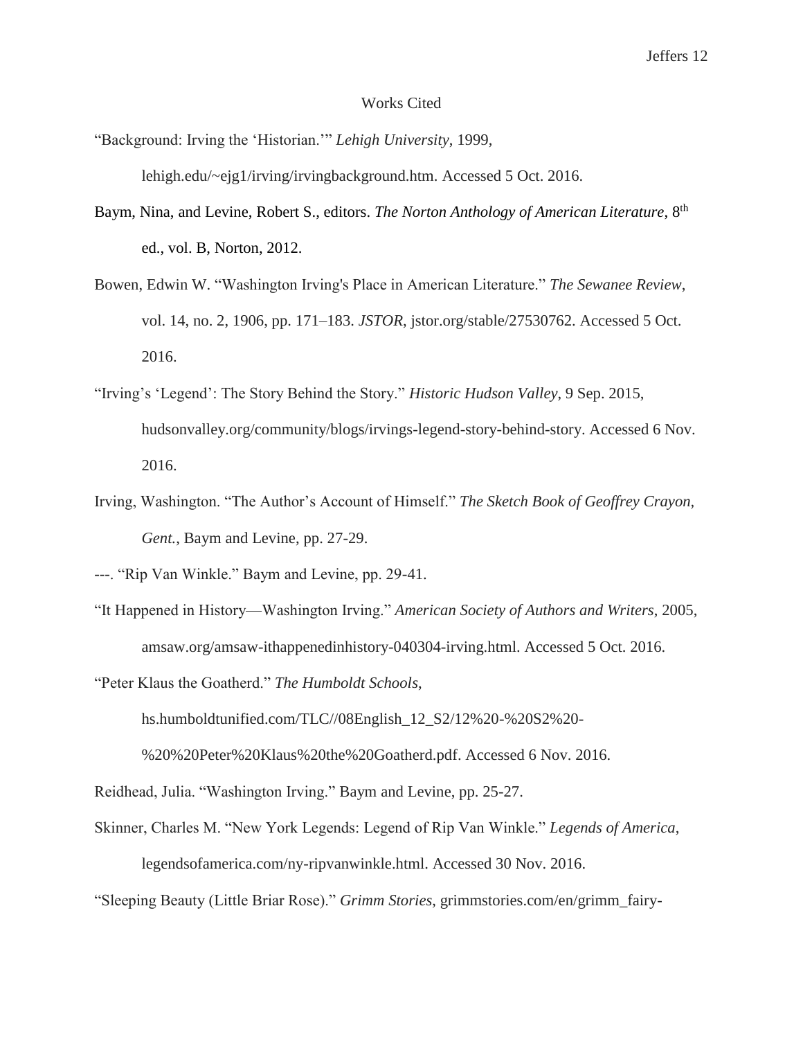# Works Cited

"Background: Irving the 'Historian.'" *Lehigh University*, 1999, lehigh.edu/~ejg1/irving/irvingbackground.htm. Accessed 5 Oct. 2016.

Baym, Nina, and Levine, Robert S., editors. *The Norton Anthology of American Literature*, 8th ed., vol. B, Norton, 2012.

Bowen, Edwin W. "Washington Irving's Place in American Literature." *The Sewanee Review*, vol. 14, no. 2, 1906, pp. 171–183. *JSTOR*, jstor.org/stable/27530762. Accessed 5 Oct. 2016.

"Irving's 'Legend': The Story Behind the Story." *Historic Hudson Valley*, 9 Sep. 2015, hudsonvalley.org/community/blogs/irvings-legend-story-behind-story. Accessed 6 Nov. 2016.

Irving, Washington. "The Author's Account of Himself." *The Sketch Book of Geoffrey Crayon, Gent.*, Baym and Levine, pp. 27-29.

---. "Rip Van Winkle." Baym and Levine, pp. 29-41.

"It Happened in History—Washington Irving." *American Society of Authors and Writers*, 2005, amsaw.org/amsaw-ithappenedinhistory-040304-irving.html. Accessed 5 Oct. 2016.

"Peter Klaus the Goatherd." *The Humboldt Schools*, hs.humboldtunified.com/TLC//08English_12_S2/12%20-%20S2%20-%20%20Peter%20Klaus%20the%20Goatherd.pdf. Accessed 6 Nov. 2016.

Reidhead, Julia. "Washington Irving." Baym and Levine, pp. 25-27.

Skinner, Charles M. "New York Legends: Legend of Rip Van Winkle." *Legends of America*, legendsofamerica.com/ny-ripvanwinkle.html. Accessed 30 Nov. 2016.

"Sleeping Beauty (Little Briar Rose)." *Grimm Stories*, grimmstories.com/en/grimm_fairy-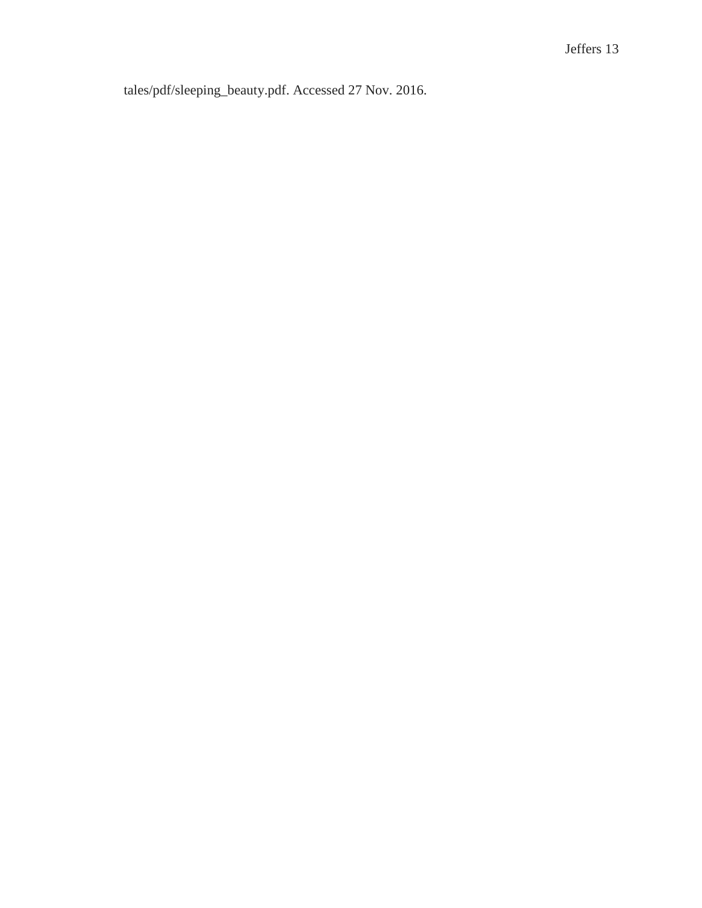tales/pdf/sleeping_beauty.pdf. Accessed 27 Nov. 2016.